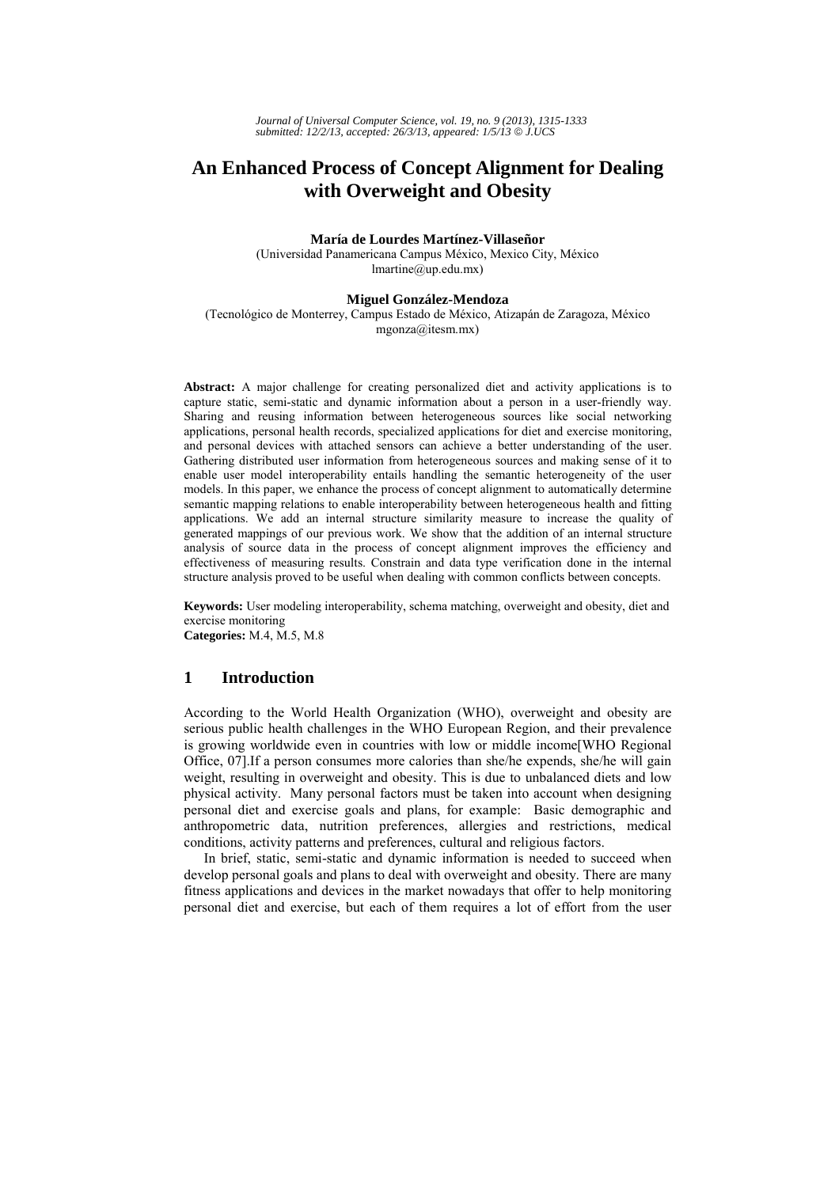# An Enhanced Process of Concept Alignment for Dealing with Overweight and Obesity

**María de Lourdes Martínez-Villaseñor**
(Universidad Panamericana Campus México, Mexico City, México
lmartine@up.edu.mx)

**Miguel González-Mendoza**
(Tecnológico de Monterrey, Campus Estado de México, Atizapán de Zaragoza, México
mgonza@itesm.mx)

**Abstract:** A major challenge for creating personalized diet and activity applications is to capture static, semi-static and dynamic information about a person in a user-friendly way. Sharing and reusing information between heterogeneous sources like social networking applications, personal health records, specialized applications for diet and exercise monitoring, and personal devices with attached sensors can achieve a better understanding of the user. Gathering distributed user information from heterogeneous sources and making sense of it to enable user model interoperability entails handling the semantic heterogeneity of the user models. In this paper, we enhance the process of concept alignment to automatically determine semantic mapping relations to enable interoperability between heterogeneous health and fitting applications. We add an internal structure similarity measure to increase the quality of generated mappings of our previous work. We show that the addition of an internal structure analysis of source data in the process of concept alignment improves the efficiency and effectiveness of measuring results. Constrain and data type verification done in the internal structure analysis proved to be useful when dealing with common conflicts between concepts.

**Keywords:** User modeling interoperability, schema matching, overweight and obesity, diet and exercise monitoring
**Categories:** M.4, M.5, M.8

## 1 Introduction

According to the World Health Organization (WHO), overweight and obesity are serious public health challenges in the WHO European Region, and their prevalence is growing worldwide even in countries with low or middle income[WHO Regional Office, 07].If a person consumes more calories than she/he expends, she/he will gain weight, resulting in overweight and obesity. This is due to unbalanced diets and low physical activity. Many personal factors must be taken into account when designing personal diet and exercise goals and plans, for example: Basic demographic and anthropometric data, nutrition preferences, allergies and restrictions, medical conditions, activity patterns and preferences, cultural and religious factors.

In brief, static, semi-static and dynamic information is needed to succeed when develop personal goals and plans to deal with overweight and obesity. There are many fitness applications and devices in the market nowadays that offer to help monitoring personal diet and exercise, but each of them requires a lot of effort from the user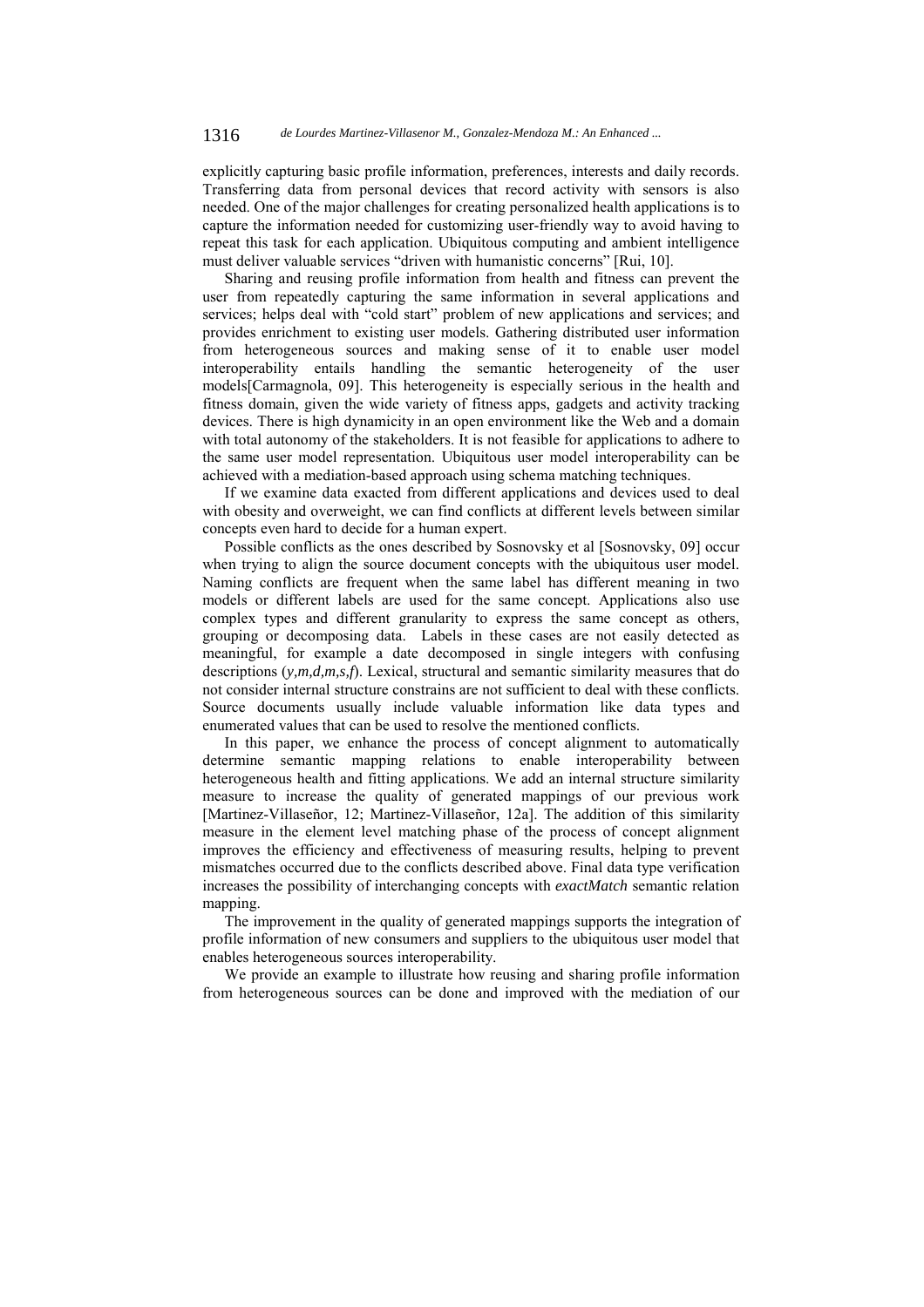explicitly capturing basic profile information, preferences, interests and daily records. Transferring data from personal devices that record activity with sensors is also needed. One of the major challenges for creating personalized health applications is to capture the information needed for customizing user-friendly way to avoid having to repeat this task for each application. Ubiquitous computing and ambient intelligence must deliver valuable services "driven with humanistic concerns" [Rui, 10].

Sharing and reusing profile information from health and fitness can prevent the user from repeatedly capturing the same information in several applications and services; helps deal with "cold start" problem of new applications and services; and provides enrichment to existing user models. Gathering distributed user information from heterogeneous sources and making sense of it to enable user model interoperability entails handling the semantic heterogeneity of the user models[Carmagnola, 09]. This heterogeneity is especially serious in the health and fitness domain, given the wide variety of fitness apps, gadgets and activity tracking devices. There is high dynamicity in an open environment like the Web and a domain with total autonomy of the stakeholders. It is not feasible for applications to adhere to the same user model representation. Ubiquitous user model interoperability can be achieved with a mediation-based approach using schema matching techniques.

If we examine data exacted from different applications and devices used to deal with obesity and overweight, we can find conflicts at different levels between similar concepts even hard to decide for a human expert.

Possible conflicts as the ones described by Sosnovsky et al [Sosnovsky, 09] occur when trying to align the source document concepts with the ubiquitous user model. Naming conflicts are frequent when the same label has different meaning in two models or different labels are used for the same concept. Applications also use complex types and different granularity to express the same concept as others, grouping or decomposing data. Labels in these cases are not easily detected as meaningful, for example a date decomposed in single integers with confusing descriptions (*y,m,d,m,s,f*). Lexical, structural and semantic similarity measures that do not consider internal structure constrains are not sufficient to deal with these conflicts. Source documents usually include valuable information like data types and enumerated values that can be used to resolve the mentioned conflicts.

In this paper, we enhance the process of concept alignment to automatically determine semantic mapping relations to enable interoperability between heterogeneous health and fitting applications. We add an internal structure similarity measure to increase the quality of generated mappings of our previous work [Martinez-Villaseñor, 12; Martinez-Villaseñor, 12a]. The addition of this similarity measure in the element level matching phase of the process of concept alignment improves the efficiency and effectiveness of measuring results, helping to prevent mismatches occurred due to the conflicts described above. Final data type verification increases the possibility of interchanging concepts with *exactMatch* semantic relation mapping.

The improvement in the quality of generated mappings supports the integration of profile information of new consumers and suppliers to the ubiquitous user model that enables heterogeneous sources interoperability.

We provide an example to illustrate how reusing and sharing profile information from heterogeneous sources can be done and improved with the mediation of our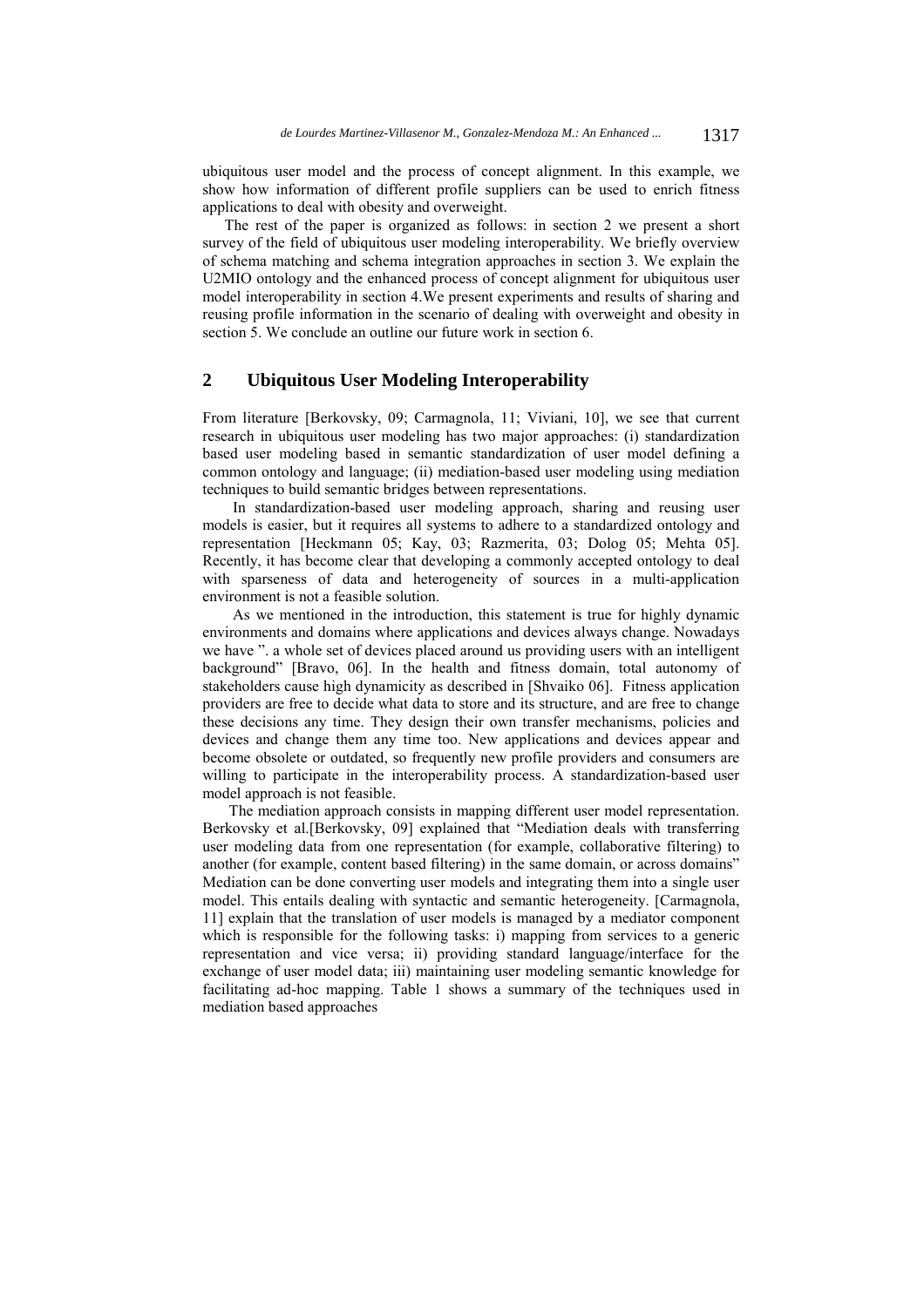ubiquitous user model and the process of concept alignment. In this example, we show how information of different profile suppliers can be used to enrich fitness applications to deal with obesity and overweight.

The rest of the paper is organized as follows: in section 2 we present a short survey of the field of ubiquitous user modeling interoperability. We briefly overview of schema matching and schema integration approaches in section 3. We explain the U2MIO ontology and the enhanced process of concept alignment for ubiquitous user model interoperability in section 4.We present experiments and results of sharing and reusing profile information in the scenario of dealing with overweight and obesity in section 5. We conclude an outline our future work in section 6.

## 2 Ubiquitous User Modeling Interoperability

From literature [Berkovsky, 09; Carmagnola, 11; Viviani, 10], we see that current research in ubiquitous user modeling has two major approaches: (i) standardization based user modeling based in semantic standardization of user model defining a common ontology and language; (ii) mediation-based user modeling using mediation techniques to build semantic bridges between representations.

In standardization-based user modeling approach, sharing and reusing user models is easier, but it requires all systems to adhere to a standardized ontology and representation [Heckmann 05; Kay, 03; Razmerita, 03; Dolog 05; Mehta 05]. Recently, it has become clear that developing a commonly accepted ontology to deal with sparseness of data and heterogeneity of sources in a multi-application environment is not a feasible solution.

As we mentioned in the introduction, this statement is true for highly dynamic environments and domains where applications and devices always change. Nowadays we have ". a whole set of devices placed around us providing users with an intelligent background" [Bravo, 06]. In the health and fitness domain, total autonomy of stakeholders cause high dynamicity as described in [Shvaiko 06]. Fitness application providers are free to decide what data to store and its structure, and are free to change these decisions any time. They design their own transfer mechanisms, policies and devices and change them any time too. New applications and devices appear and become obsolete or outdated, so frequently new profile providers and consumers are willing to participate in the interoperability process. A standardization-based user model approach is not feasible.

The mediation approach consists in mapping different user model representation. Berkovsky et al.[Berkovsky, 09] explained that "Mediation deals with transferring user modeling data from one representation (for example, collaborative filtering) to another (for example, content based filtering) in the same domain, or across domains" Mediation can be done converting user models and integrating them into a single user model. This entails dealing with syntactic and semantic heterogeneity. [Carmagnola, 11] explain that the translation of user models is managed by a mediator component which is responsible for the following tasks: i) mapping from services to a generic representation and vice versa; ii) providing standard language/interface for the exchange of user model data; iii) maintaining user modeling semantic knowledge for facilitating ad-hoc mapping. Table 1 shows a summary of the techniques used in mediation based approaches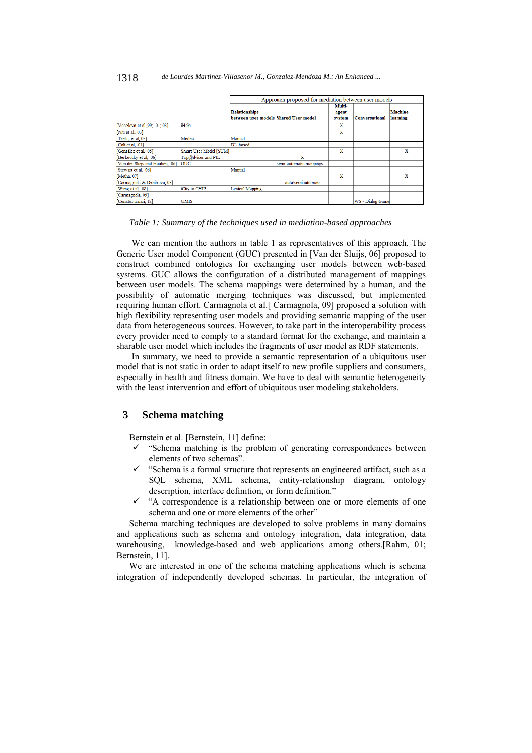| | | Approach proposed for mediation between user models | | | | |
|---|---|---|---|---|---|---|
| | | **Relationships between user models** | **Shared User model** | **Multi-agent system** | **Conversational** | **Machine learning** |
| [Vassileva et al.,99; 01; 03] | iHelp | | | X | | |
| [Niu et al., 03] | | | | X | | |
| [Trella, et al, 03] | Medea | Manual | | | | |
| [Cali et al, 04] | | DL-based | | | | |
| [González et al, 05] | Smart User Model [SUM] | | | X | | X |
| [Berkovsky et al, 06] | Trip@dvisor and PIL | | X | | | |
| [Van der Sluijs and Houben, 06] | GUC | | semi-automatic mappings | | | |
| [Stewart et al, 06] | | Manual | | | | |
| [Metha, 07] | | | | X | | X |
| [Carmagnola & Dimitrova, 08] | | | auto/semiauto map | | | |
| [Wang et al, 08] | iCity to CHIP | Lexical Mapping | | | | |
| [Carmagnola, 09] | | | | | | |
| [Cena&Furnari, 12] | UMIS | | | | WS - Dialog Game | |

*Table 1: Summary of the techniques used in mediation-based approaches*

We can mention the authors in table 1 as representatives of this approach. The Generic User model Component (GUC) presented in [Van der Sluijs, 06] proposed to construct combined ontologies for exchanging user models between web-based systems. GUC allows the configuration of a distributed management of mappings between user models. The schema mappings were determined by a human, and the possibility of automatic merging techniques was discussed, but implemented requiring human effort. Carmagnola et al.[ Carmagnola, 09] proposed a solution with high flexibility representing user models and providing semantic mapping of the user data from heterogeneous sources. However, to take part in the interoperability process every provider need to comply to a standard format for the exchange, and maintain a sharable user model which includes the fragments of user model as RDF statements.

In summary, we need to provide a semantic representation of a ubiquitous user model that is not static in order to adapt itself to new profile suppliers and consumers, especially in health and fitness domain. We have to deal with semantic heterogeneity with the least intervention and effort of ubiquitous user modeling stakeholders.

## 3 Schema matching

Bernstein et al. [Bernstein, 11] define:

- ✓ "Schema matching is the problem of generating correspondences between elements of two schemas".
- ✓ "Schema is a formal structure that represents an engineered artifact, such as a SQL schema, XML schema, entity-relationship diagram, ontology description, interface definition, or form definition."
- ✓ "A correspondence is a relationship between one or more elements of one schema and one or more elements of the other"

Schema matching techniques are developed to solve problems in many domains and applications such as schema and ontology integration, data integration, data warehousing, knowledge-based and web applications among others.[Rahm, 01; Bernstein, 11].

We are interested in one of the schema matching applications which is schema integration of independently developed schemas. In particular, the integration of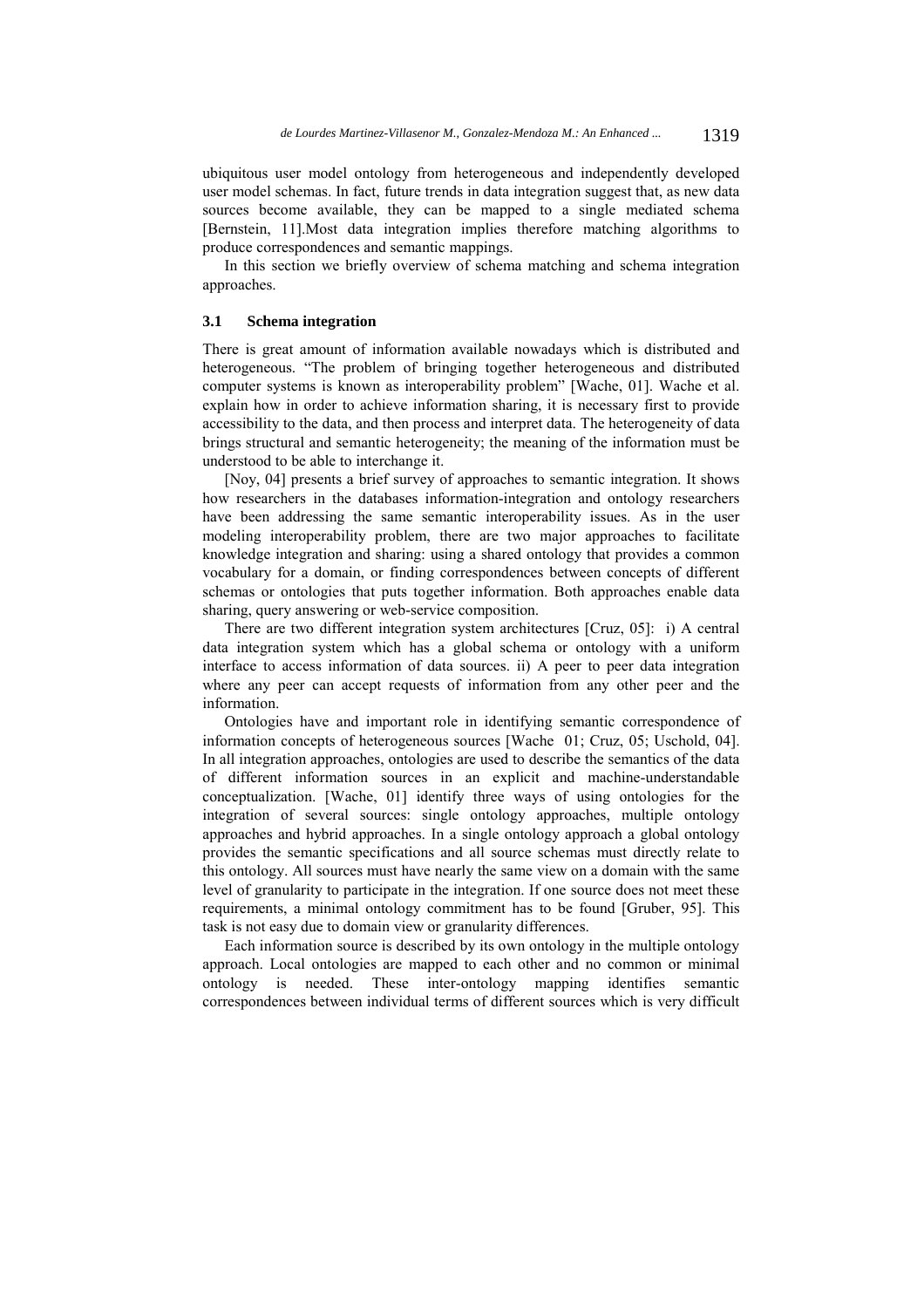ubiquitous user model ontology from heterogeneous and independently developed user model schemas. In fact, future trends in data integration suggest that, as new data sources become available, they can be mapped to a single mediated schema [Bernstein, 11].Most data integration implies therefore matching algorithms to produce correspondences and semantic mappings.

In this section we briefly overview of schema matching and schema integration approaches.

### 3.1 Schema integration

There is great amount of information available nowadays which is distributed and heterogeneous. "The problem of bringing together heterogeneous and distributed computer systems is known as interoperability problem" [Wache, 01]. Wache et al. explain how in order to achieve information sharing, it is necessary first to provide accessibility to the data, and then process and interpret data. The heterogeneity of data brings structural and semantic heterogeneity; the meaning of the information must be understood to be able to interchange it.

[Noy, 04] presents a brief survey of approaches to semantic integration. It shows how researchers in the databases information-integration and ontology researchers have been addressing the same semantic interoperability issues. As in the user modeling interoperability problem, there are two major approaches to facilitate knowledge integration and sharing: using a shared ontology that provides a common vocabulary for a domain, or finding correspondences between concepts of different schemas or ontologies that puts together information. Both approaches enable data sharing, query answering or web-service composition.

There are two different integration system architectures [Cruz, 05]: i) A central data integration system which has a global schema or ontology with a uniform interface to access information of data sources. ii) A peer to peer data integration where any peer can accept requests of information from any other peer and the information.

Ontologies have and important role in identifying semantic correspondence of information concepts of heterogeneous sources [Wache 01; Cruz, 05; Uschold, 04]. In all integration approaches, ontologies are used to describe the semantics of the data of different information sources in an explicit and machine-understandable conceptualization. [Wache, 01] identify three ways of using ontologies for the integration of several sources: single ontology approaches, multiple ontology approaches and hybrid approaches. In a single ontology approach a global ontology provides the semantic specifications and all source schemas must directly relate to this ontology. All sources must have nearly the same view on a domain with the same level of granularity to participate in the integration. If one source does not meet these requirements, a minimal ontology commitment has to be found [Gruber, 95]. This task is not easy due to domain view or granularity differences.

Each information source is described by its own ontology in the multiple ontology approach. Local ontologies are mapped to each other and no common or minimal ontology is needed. These inter-ontology mapping identifies semantic correspondences between individual terms of different sources which is very difficult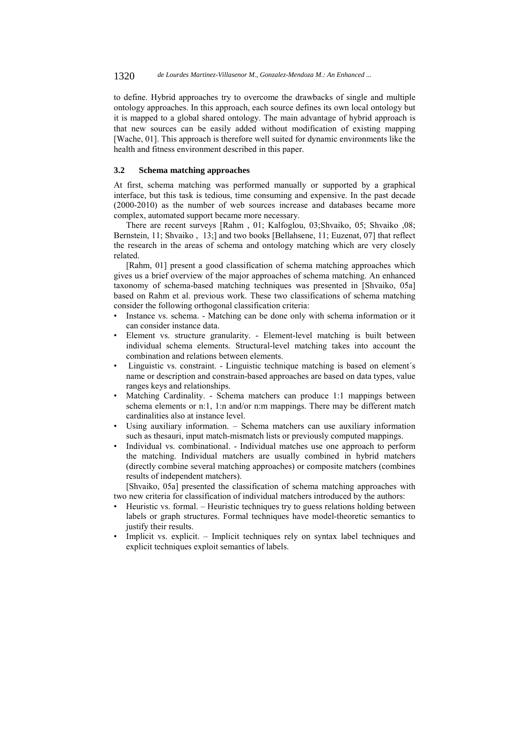to define. Hybrid approaches try to overcome the drawbacks of single and multiple ontology approaches. In this approach, each source defines its own local ontology but it is mapped to a global shared ontology. The main advantage of hybrid approach is that new sources can be easily added without modification of existing mapping [Wache, 01]. This approach is therefore well suited for dynamic environments like the health and fitness environment described in this paper.

### 3.2 Schema matching approaches

At first, schema matching was performed manually or supported by a graphical interface, but this task is tedious, time consuming and expensive. In the past decade (2000-2010) as the number of web sources increase and databases became more complex, automated support became more necessary.

There are recent surveys [Rahm , 01; Kalfoglou, 03;Shvaiko, 05; Shvaiko ,08; Bernstein, 11; Shvaiko , 13;] and two books [Bellahsene, 11; Euzenat, 07] that reflect the research in the areas of schema and ontology matching which are very closely related.

[Rahm, 01] present a good classification of schema matching approaches which gives us a brief overview of the major approaches of schema matching. An enhanced taxonomy of schema-based matching techniques was presented in [Shvaiko, 05a] based on Rahm et al. previous work. These two classifications of schema matching consider the following orthogonal classification criteria:

- Instance vs. schema. - Matching can be done only with schema information or it can consider instance data.
- Element vs. structure granularity. - Element-level matching is built between individual schema elements. Structural-level matching takes into account the combination and relations between elements.
- Linguistic vs. constraint. - Linguistic technique matching is based on element´s name or description and constrain-based approaches are based on data types, value ranges keys and relationships.
- Matching Cardinality. - Schema matchers can produce 1:1 mappings between schema elements or n:1, 1:n and/or n:m mappings. There may be different match cardinalities also at instance level.
- Using auxiliary information. – Schema matchers can use auxiliary information such as thesauri, input match-mismatch lists or previously computed mappings.
- Individual vs. combinational. - Individual matches use one approach to perform the matching. Individual matchers are usually combined in hybrid matchers (directly combine several matching approaches) or composite matchers (combines results of independent matchers).

[Shvaiko, 05a] presented the classification of schema matching approaches with two new criteria for classification of individual matchers introduced by the authors:

- Heuristic vs. formal. – Heuristic techniques try to guess relations holding between labels or graph structures. Formal techniques have model-theoretic semantics to justify their results.
- Implicit vs. explicit. – Implicit techniques rely on syntax label techniques and explicit techniques exploit semantics of labels.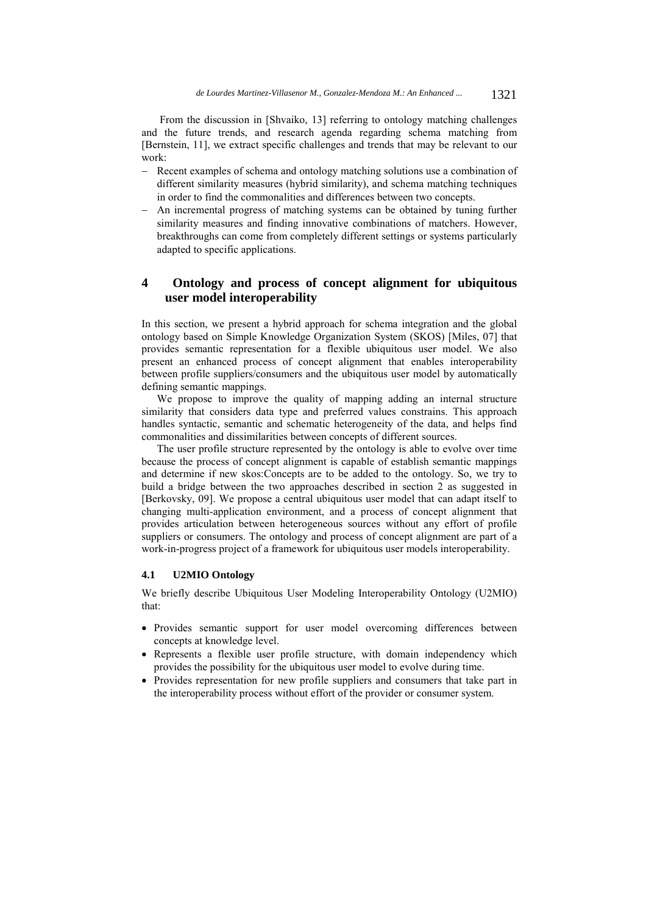From the discussion in [Shvaiko, 13] referring to ontology matching challenges and the future trends, and research agenda regarding schema matching from [Bernstein, 11], we extract specific challenges and trends that may be relevant to our work:

- Recent examples of schema and ontology matching solutions use a combination of different similarity measures (hybrid similarity), and schema matching techniques in order to find the commonalities and differences between two concepts.
- An incremental progress of matching systems can be obtained by tuning further similarity measures and finding innovative combinations of matchers. However, breakthroughs can come from completely different settings or systems particularly adapted to specific applications.

## 4 Ontology and process of concept alignment for ubiquitous user model interoperability

In this section, we present a hybrid approach for schema integration and the global ontology based on Simple Knowledge Organization System (SKOS) [Miles, 07] that provides semantic representation for a flexible ubiquitous user model. We also present an enhanced process of concept alignment that enables interoperability between profile suppliers/consumers and the ubiquitous user model by automatically defining semantic mappings.

We propose to improve the quality of mapping adding an internal structure similarity that considers data type and preferred values constrains. This approach handles syntactic, semantic and schematic heterogeneity of the data, and helps find commonalities and dissimilarities between concepts of different sources.

The user profile structure represented by the ontology is able to evolve over time because the process of concept alignment is capable of establish semantic mappings and determine if new skos:Concepts are to be added to the ontology. So, we try to build a bridge between the two approaches described in section 2 as suggested in [Berkovsky, 09]. We propose a central ubiquitous user model that can adapt itself to changing multi-application environment, and a process of concept alignment that provides articulation between heterogeneous sources without any effort of profile suppliers or consumers. The ontology and process of concept alignment are part of a work-in-progress project of a framework for ubiquitous user models interoperability.

### 4.1 U2MIO Ontology

We briefly describe Ubiquitous User Modeling Interoperability Ontology (U2MIO) that:

- Provides semantic support for user model overcoming differences between concepts at knowledge level.
- Represents a flexible user profile structure, with domain independency which provides the possibility for the ubiquitous user model to evolve during time.
- Provides representation for new profile suppliers and consumers that take part in the interoperability process without effort of the provider or consumer system.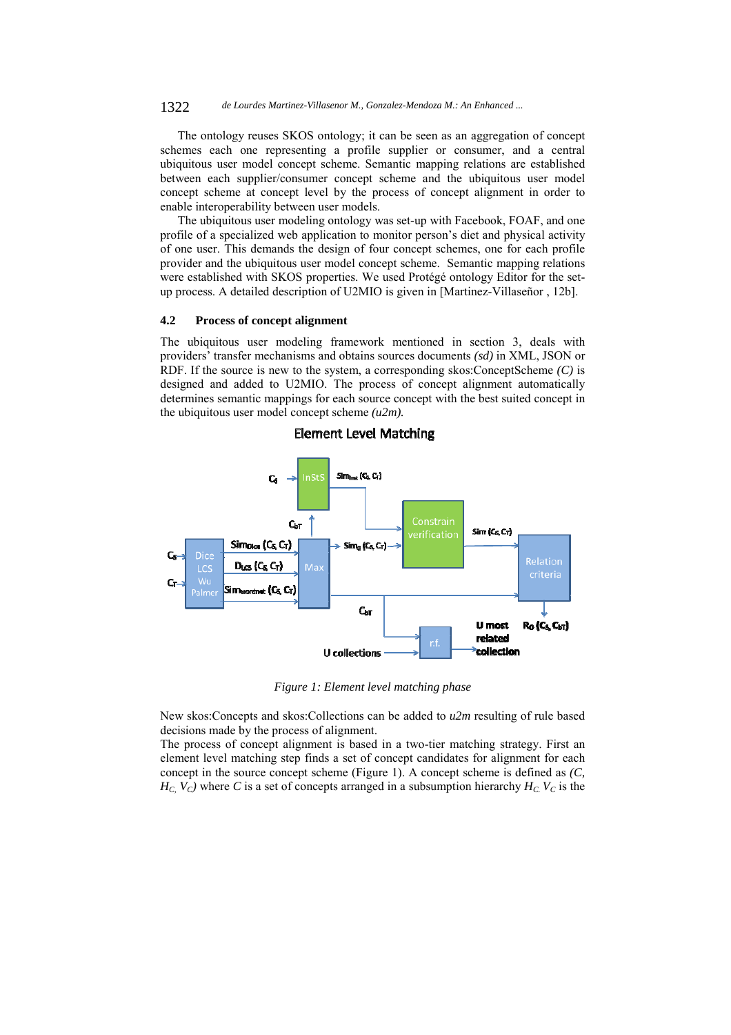The ontology reuses SKOS ontology; it can be seen as an aggregation of concept schemes each one representing a profile supplier or consumer, and a central ubiquitous user model concept scheme. Semantic mapping relations are established between each supplier/consumer concept scheme and the ubiquitous user model concept scheme at concept level by the process of concept alignment in order to enable interoperability between user models.

The ubiquitous user modeling ontology was set-up with Facebook, FOAF, and one profile of a specialized web application to monitor person's diet and physical activity of one user. This demands the design of four concept schemes, one for each profile provider and the ubiquitous user model concept scheme. Semantic mapping relations were established with SKOS properties. We used Protégé ontology Editor for the set-up process. A detailed description of U2MIO is given in [Martinez-Villaseñor , 12b].

### 4.2 Process of concept alignment

The ubiquitous user modeling framework mentioned in section 3, deals with providers' transfer mechanisms and obtains sources documents *(sd)* in XML, JSON or RDF. If the source is new to the system, a corresponding skos:ConceptScheme *(C)* is designed and added to U2MIO. The process of concept alignment automatically determines semantic mappings for each source concept with the best suited concept in the ubiquitous user model concept scheme *(u2m).*

*Figure 1: Element level matching phase*

New skos:Concepts and skos:Collections can be added to *u2m* resulting of rule based decisions made by the process of alignment.

The process of concept alignment is based in a two-tier matching strategy. First an element level matching step finds a set of concept candidates for alignment for each concept in the source concept scheme (Figure 1). A concept scheme is defined as *(C,* $H_{C,}$ $V_C$*)* where *C* is a set of concepts arranged in a subsumption hierarchy $H_C$. $V_C$ is the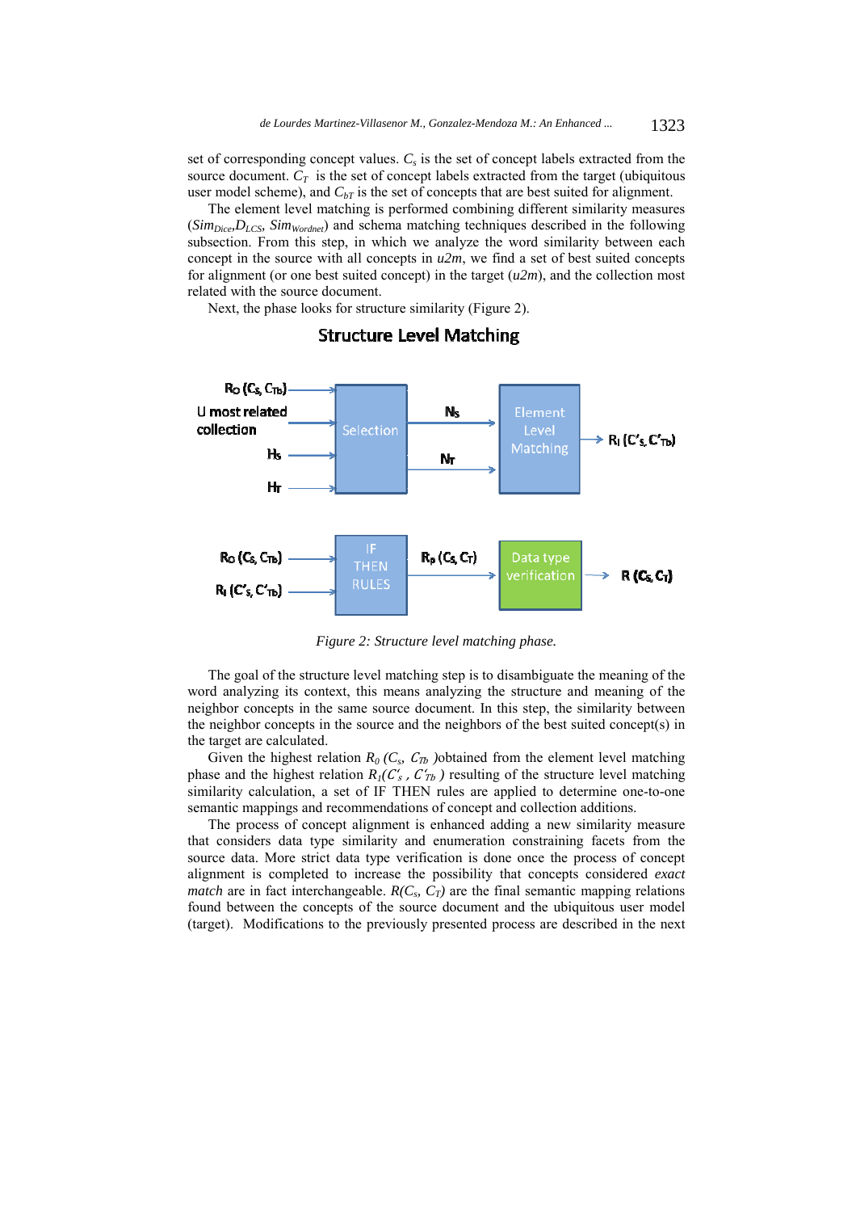set of corresponding concept values. $C_s$ is the set of concept labels extracted from the source document. $C_T$ is the set of concept labels extracted from the target (ubiquitous user model scheme), and $C_{bT}$ is the set of concepts that are best suited for alignment.

The element level matching is performed combining different similarity measures ($Sim_{Dice}$, $D_{LCS}$, $Sim_{Wordnet}$) and schema matching techniques described in the following subsection. From this step, in which we analyze the word similarity between each concept in the source with all concepts in *u2m*, we find a set of best suited concepts for alignment (or one best suited concept) in the target (*u2m*), and the collection most related with the source document.

Next, the phase looks for structure similarity (Figure 2).

*Figure 2: Structure level matching phase.*

The goal of the structure level matching step is to disambiguate the meaning of the word analyzing its context, this means analyzing the structure and meaning of the neighbor concepts in the same source document. In this step, the similarity between the neighbor concepts in the source and the neighbors of the best suited concept(s) in the target are calculated.

Given the highest relation $R_0$ ($C_s$, $C_{Tb}$ )obtained from the element level matching phase and the highest relation $R_1$($C'_s$ , $C'_{Tb}$ ) resulting of the structure level matching similarity calculation, a set of IF THEN rules are applied to determine one-to-one semantic mappings and recommendations of concept and collection additions.

The process of concept alignment is enhanced adding a new similarity measure that considers data type similarity and enumeration constraining facets from the source data. More strict data type verification is done once the process of concept alignment is completed to increase the possibility that concepts considered *exact match* are in fact interchangeable. $R(C_s, C_T)$ are the final semantic mapping relations found between the concepts of the source document and the ubiquitous user model (target). Modifications to the previously presented process are described in the next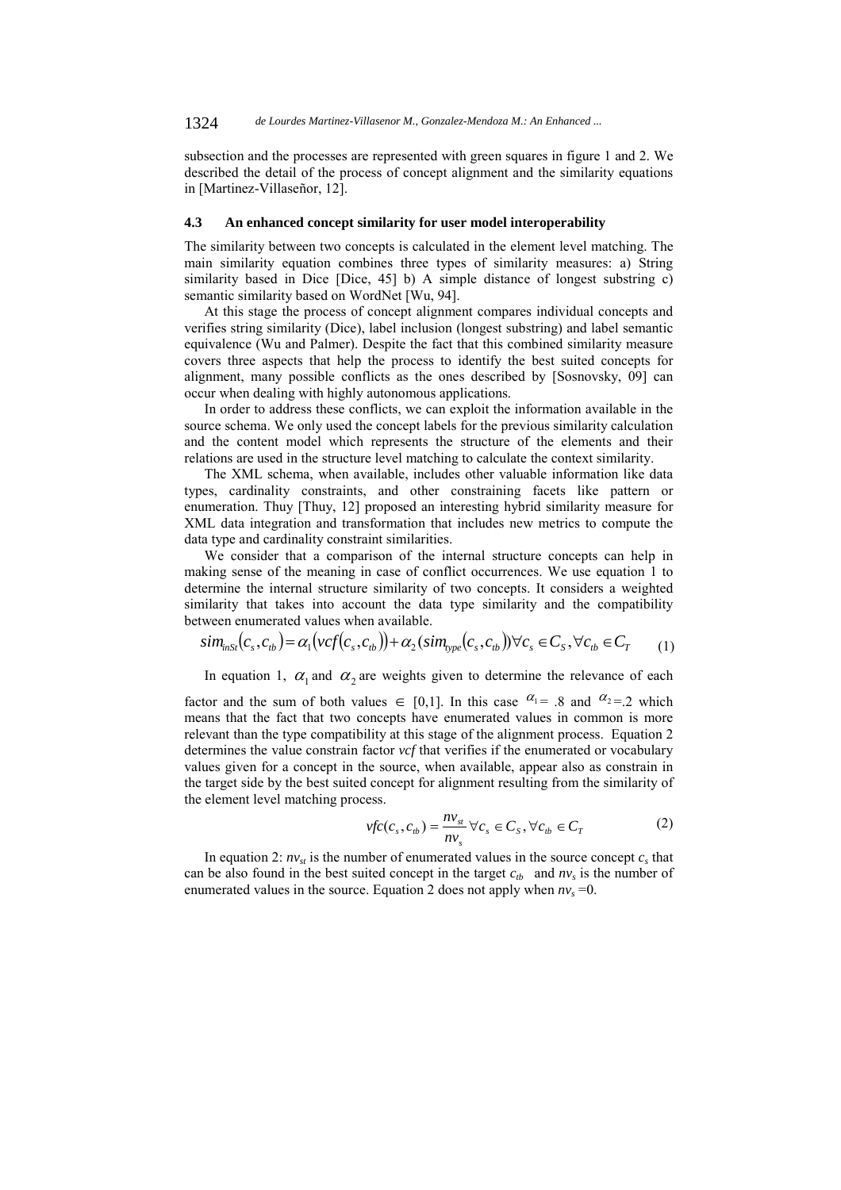subsection and the processes are represented with green squares in figure 1 and 2. We described the detail of the process of concept alignment and the similarity equations in [Martinez-Villaseñor, 12].

### 4.3 An enhanced concept similarity for user model interoperability

The similarity between two concepts is calculated in the element level matching. The main similarity equation combines three types of similarity measures: a) String similarity based in Dice [Dice, 45] b) A simple distance of longest substring c) semantic similarity based on WordNet [Wu, 94].

At this stage the process of concept alignment compares individual concepts and verifies string similarity (Dice), label inclusion (longest substring) and label semantic equivalence (Wu and Palmer). Despite the fact that this combined similarity measure covers three aspects that help the process to identify the best suited concepts for alignment, many possible conflicts as the ones described by [Sosnovsky, 09] can occur when dealing with highly autonomous applications.

In order to address these conflicts, we can exploit the information available in the source schema. We only used the concept labels for the previous similarity calculation and the content model which represents the structure of the elements and their relations are used in the structure level matching to calculate the context similarity.

The XML schema, when available, includes other valuable information like data types, cardinality constraints, and other constraining facets like pattern or enumeration. Thuy [Thuy, 12] proposed an interesting hybrid similarity measure for XML data integration and transformation that includes new metrics to compute the data type and cardinality constraint similarities.

We consider that a comparison of the internal structure concepts can help in making sense of the meaning in case of conflict occurrences. We use equation 1 to determine the internal structure similarity of two concepts. It considers a weighted similarity that takes into account the data type similarity and the compatibility between enumerated values when available.

$$sim_{inSt}(c_s, c_{tb}) = \alpha_1(vcf(c_s, c_{tb})) + \alpha_2(sim_{type}(c_s, c_{tb})) \forall c_s \in C_S, \forall c_{tb} \in C_T \quad (1)$$

In equation 1, $\alpha_1$ and $\alpha_2$ are weights given to determine the relevance of each factor and the sum of both values $\in$ [0,1]. In this case $\alpha_1 = .8$ and $\alpha_2 = .2$ which means that the fact that two concepts have enumerated values in common is more relevant than the type compatibility at this stage of the alignment process. Equation 2 determines the value constrain factor *vcf* that verifies if the enumerated or vocabulary values given for a concept in the source, when available, appear also as constrain in the target side by the best suited concept for alignment resulting from the similarity of the element level matching process.

$$vfc(c_s, c_{tb}) = \frac{nv_{st}}{nv_s} \forall c_s \in C_S, \forall c_{tb} \in C_T \quad (2)$$

In equation 2: $nv_{st}$ is the number of enumerated values in the source concept $c_s$ that can be also found in the best suited concept in the target $c_{tb}$ and $nv_s$ is the number of enumerated values in the source. Equation 2 does not apply when $nv_s = 0$.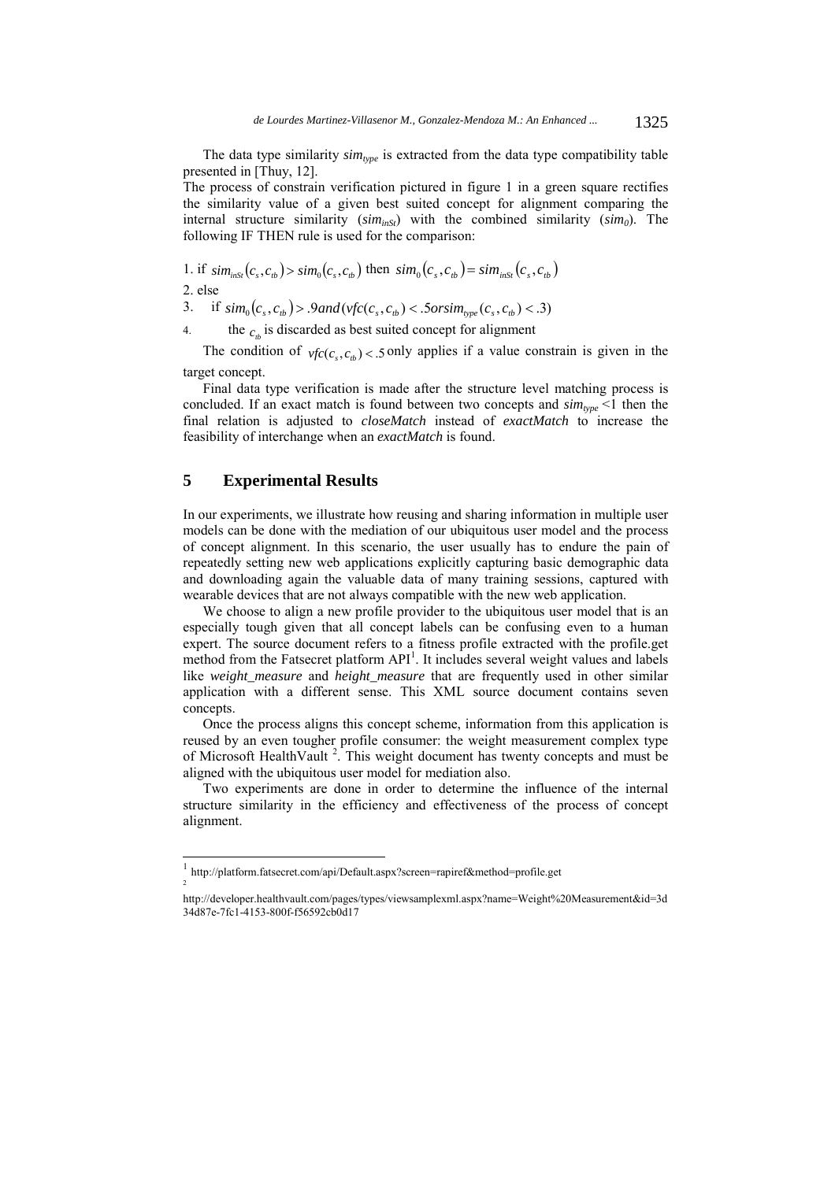The data type similarity $sim_{type}$ is extracted from the data type compatibility table presented in [Thuy, 12].

The process of constrain verification pictured in figure 1 in a green square rectifies the similarity value of a given best suited concept for alignment comparing the internal structure similarity ($sim_{inSt}$) with the combined similarity ($sim_0$). The following IF THEN rule is used for the comparison:

1. if $sim_{inSt}(c_s, c_{tb}) > sim_0(c_s, c_{tb})$ then $sim_0(c_s, c_{tb}) = sim_{inSt}(c_s, c_{tb})$
2. else
3. if $sim_0(c_s, c_{tb}) > .9 and (vfc(c_s, c_{tb}) < .5 or sim_{type}(c_s, c_{tb}) < .3)$
4. the $c_{tb}$ is discarded as best suited concept for alignment

The condition of $vfc(c_s, c_{tb}) < .5$ only applies if a value constrain is given in the target concept.

Final data type verification is made after the structure level matching process is concluded. If an exact match is found between two concepts and $sim_{type} < 1$ then the final relation is adjusted to *closeMatch* instead of *exactMatch* to increase the feasibility of interchange when an *exactMatch* is found.

## 5 Experimental Results

In our experiments, we illustrate how reusing and sharing information in multiple user models can be done with the mediation of our ubiquitous user model and the process of concept alignment. In this scenario, the user usually has to endure the pain of repeatedly setting new web applications explicitly capturing basic demographic data and downloading again the valuable data of many training sessions, captured with wearable devices that are not always compatible with the new web application.

We choose to align a new profile provider to the ubiquitous user model that is an especially tough given that all concept labels can be confusing even to a human expert. The source document refers to a fitness profile extracted with the profile.get method from the Fatsecret platform API[1]. It includes several weight values and labels like *weight_measure* and *height_measure* that are frequently used in other similar application with a different sense. This XML source document contains seven concepts.

Once the process aligns this concept scheme, information from this application is reused by an even tougher profile consumer: the weight measurement complex type of Microsoft HealthVault [2]. This weight document has twenty concepts and must be aligned with the ubiquitous user model for mediation also.

Two experiments are done in order to determine the influence of the internal structure similarity in the efficiency and effectiveness of the process of concept alignment.

---

[1] http://platform.fatsecret.com/api/Default.aspx?screen=rapiref&method=profile.get

[2] http://developer.healthvault.com/pages/types/viewsamplexml.aspx?name=Weight%20Measurement&id=3d34d87e-7fc1-4153-800f-f56592cb0d17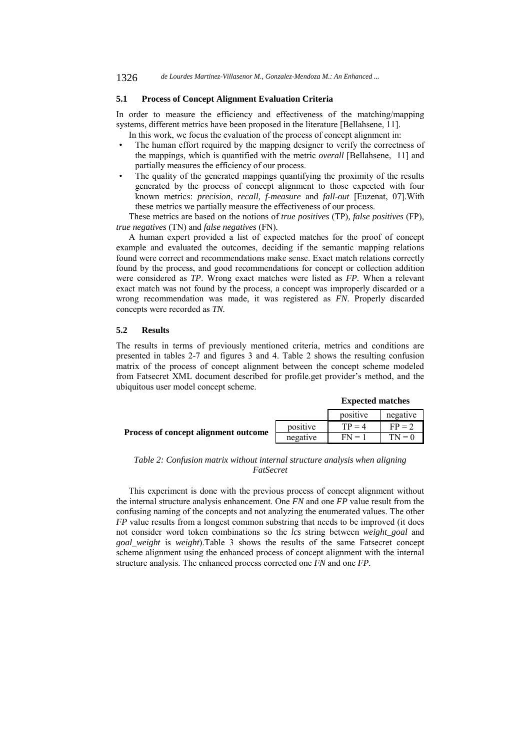### 5.1 Process of Concept Alignment Evaluation Criteria

In order to measure the efficiency and effectiveness of the matching/mapping systems, different metrics have been proposed in the literature [Bellahsene, 11].

In this work, we focus the evaluation of the process of concept alignment in:

- The human effort required by the mapping designer to verify the correctness of the mappings, which is quantified with the metric *overall* [Bellahsene, 11] and partially measures the efficiency of our process.
- The quality of the generated mappings quantifying the proximity of the results generated by the process of concept alignment to those expected with four known metrics: *precision*, *recall*, *f-measure* and *fall-out* [Euzenat, 07].With these metrics we partially measure the effectiveness of our process.

These metrics are based on the notions of *true positives* (TP), *false positives* (FP), *true negatives* (TN) and *false negatives* (FN).

A human expert provided a list of expected matches for the proof of concept example and evaluated the outcomes, deciding if the semantic mapping relations found were correct and recommendations make sense. Exact match relations correctly found by the process, and good recommendations for concept or collection addition were considered as *TP*. Wrong exact matches were listed as *FP*. When a relevant exact match was not found by the process, a concept was improperly discarded or a wrong recommendation was made, it was registered as *FN*. Properly discarded concepts were recorded as *TN.*

### 5.2 Results

The results in terms of previously mentioned criteria, metrics and conditions are presented in tables 2-7 and figures 3 and 4. Table 2 shows the resulting confusion matrix of the process of concept alignment between the concept scheme modeled from Fatsecret XML document described for profile.get provider's method, and the ubiquitous user model concept scheme.

| | | **Expected matches** | |
|---|---|---|---|
| | | positive | negative |
| **Process of concept alignment outcome** | positive | TP = 4 | FP = 2 |
| | negative | FN = 1 | TN = 0 |

*Table 2: Confusion matrix without internal structure analysis when aligning FatSecret*

This experiment is done with the previous process of concept alignment without the internal structure analysis enhancement. One *FN* and one *FP* value result from the confusing naming of the concepts and not analyzing the enumerated values. The other *FP* value results from a longest common substring that needs to be improved (it does not consider word token combinations so the *lcs* string between *weight_goal* and *goal_weight* is *weight*).Table 3 shows the results of the same Fatsecret concept scheme alignment using the enhanced process of concept alignment with the internal structure analysis. The enhanced process corrected one *FN* and one *FP.*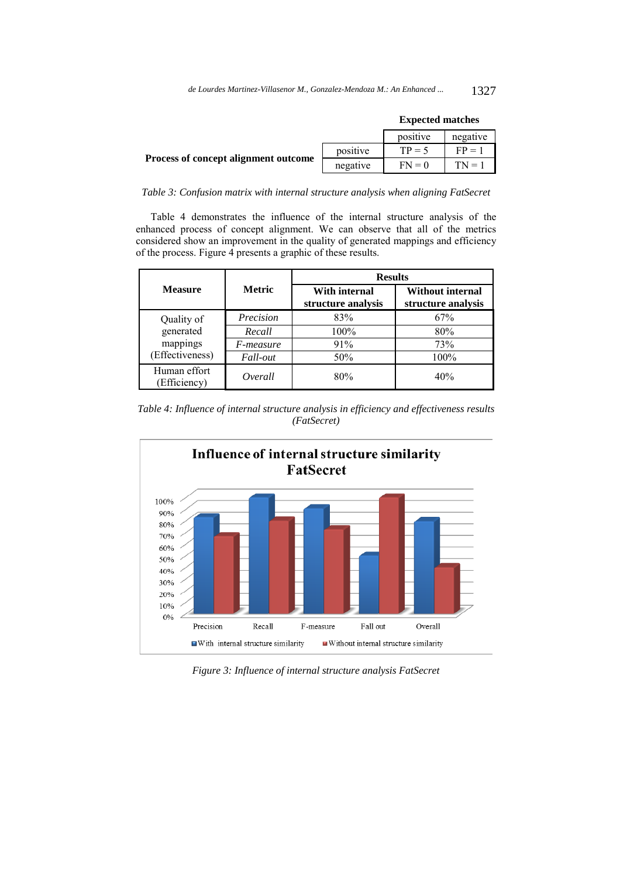| | | Expected matches | |
|---|---|---|---|
| | | positive | negative |
| **Process of concept alignment outcome** | positive | TP = 5 | FP = 1 |
| | negative | FN = 0 | TN = 1 |

*Table 3: Confusion matrix with internal structure analysis when aligning FatSecret*

Table 4 demonstrates the influence of the internal structure analysis of the enhanced process of concept alignment. We can observe that all of the metrics considered show an improvement in the quality of generated mappings and efficiency of the process. Figure 4 presents a graphic of these results.

| **Measure** | **Metric** | **Results** | |
|---|---|---|---|
| | | **With internal structure analysis** | **Without internal structure analysis** |
| Quality of generated mappings (Effectiveness) | *Precision* | 83% | 67% |
| | *Recall* | 100% | 80% |
| | *F-measure* | 91% | 73% |
| | *Fall-out* | 50% | 100% |
| Human effort (Efficiency) | *Overall* | 80% | 40% |

*Table 4: Influence of internal structure analysis in efficiency and effectiveness results (FatSecret)*

**Influence of internal structure similarity FatSecret**

| | Precision | Recall | F-measure | Fall out | Overall |
|---|---|---|---|---|---|
| With internal structure similarity | 83% | 100% | 91% | 50% | 80% |
| Without internal structure similarity | 67% | 80% | 73% | 100% | 40% |

*Figure 3: Influence of internal structure analysis FatSecret*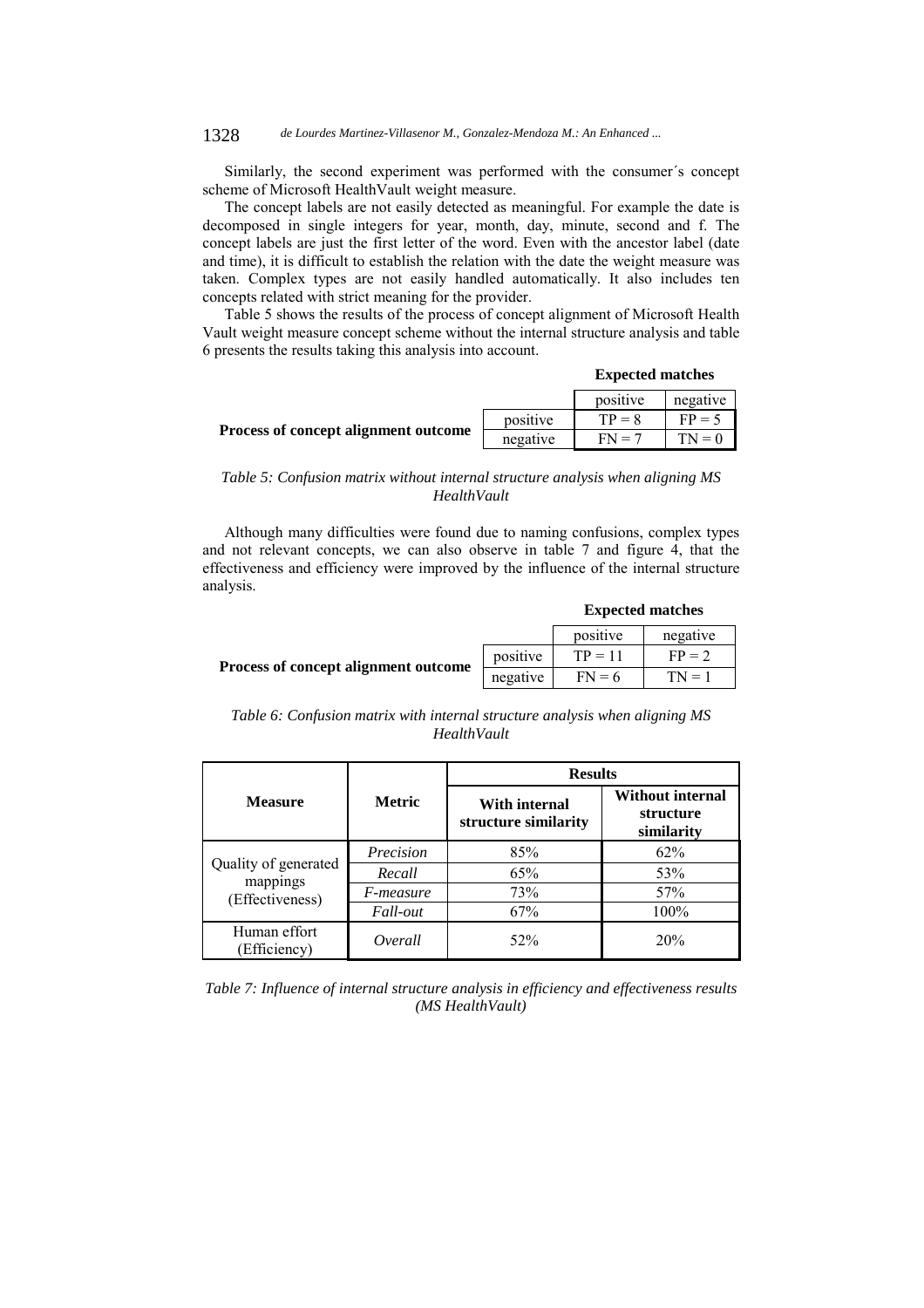Similarly, the second experiment was performed with the consumer´s concept scheme of Microsoft HealthVault weight measure.

The concept labels are not easily detected as meaningful. For example the date is decomposed in single integers for year, month, day, minute, second and f. The concept labels are just the first letter of the word. Even with the ancestor label (date and time), it is difficult to establish the relation with the date the weight measure was taken. Complex types are not easily handled automatically. It also includes ten concepts related with strict meaning for the provider.

Table 5 shows the results of the process of concept alignment of Microsoft Health Vault weight measure concept scheme without the internal structure analysis and table 6 presents the results taking this analysis into account.

| | | **Expected matches** | |
|---|---|---|---|
| | | positive | negative |
| **Process of concept alignment outcome** | positive | TP = 8 | FP = 5 |
| | negative | FN = 7 | TN = 0 |

*Table 5: Confusion matrix without internal structure analysis when aligning MS HealthVault*

Although many difficulties were found due to naming confusions, complex types and not relevant concepts, we can also observe in table 7 and figure 4, that the effectiveness and efficiency were improved by the influence of the internal structure analysis.

| | | **Expected matches** | |
|---|---|---|---|
| | | positive | negative |
| **Process of concept alignment outcome** | positive | TP = 11 | FP = 2 |
| | negative | FN = 6 | TN = 1 |

*Table 6: Confusion matrix with internal structure analysis when aligning MS HealthVault*

| **Measure** | **Metric** | **Results** | |
|---|---|---|---|
| | | **With internal structure similarity** | **Without internal structure similarity** |
| Quality of generated mappings (Effectiveness) | *Precision* | 85% | 62% |
| | *Recall* | 65% | 53% |
| | *F-measure* | 73% | 57% |
| | *Fall-out* | 67% | 100% |
| Human effort (Efficiency) | *Overall* | 52% | 20% |

*Table 7: Influence of internal structure analysis in efficiency and effectiveness results (MS HealthVault)*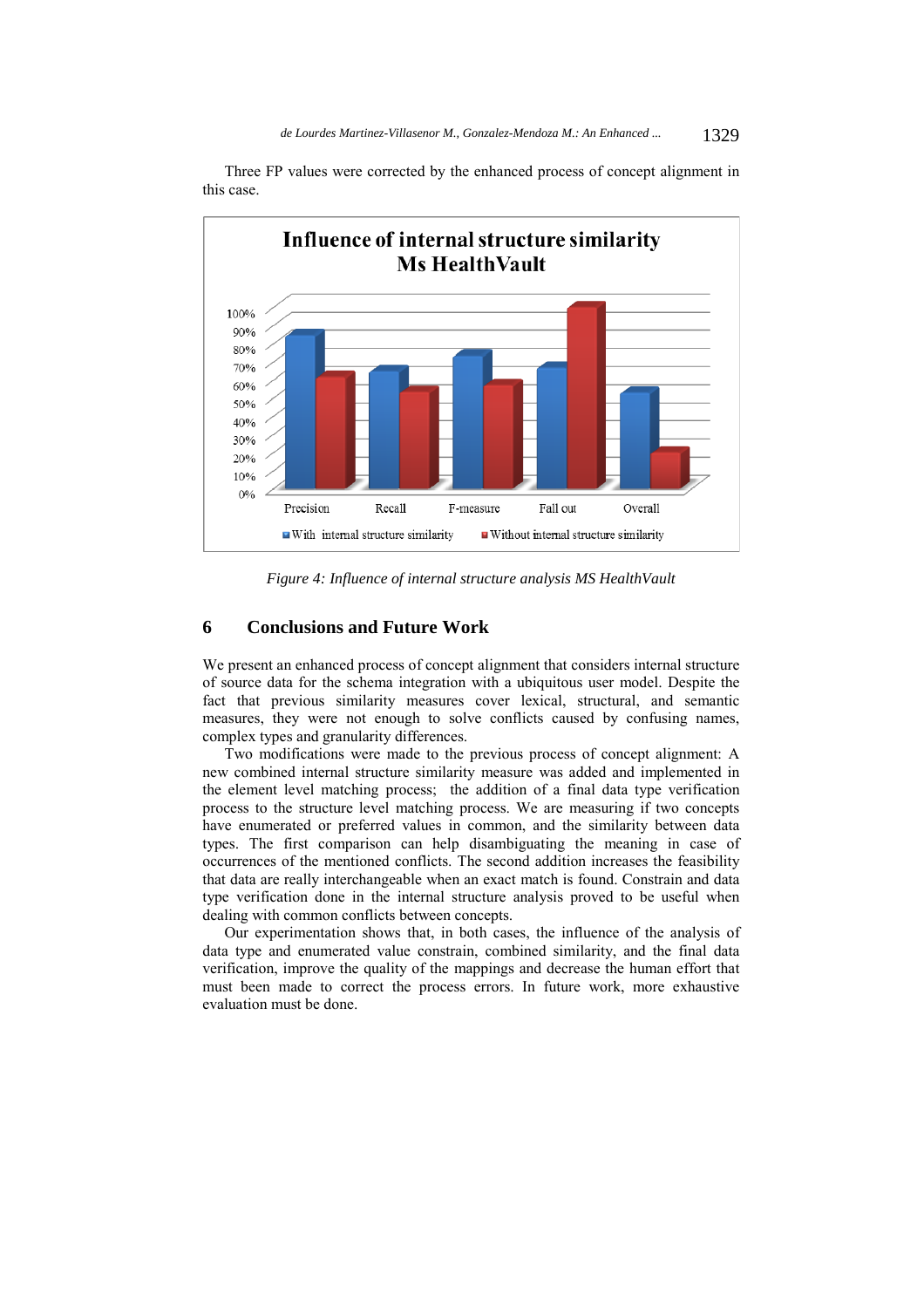Three FP values were corrected by the enhanced process of concept alignment in this case.

*Figure 4: Influence of internal structure analysis MS HealthVault*

## 6 Conclusions and Future Work

We present an enhanced process of concept alignment that considers internal structure of source data for the schema integration with a ubiquitous user model. Despite the fact that previous similarity measures cover lexical, structural, and semantic measures, they were not enough to solve conflicts caused by confusing names, complex types and granularity differences.

Two modifications were made to the previous process of concept alignment: A new combined internal structure similarity measure was added and implemented in the element level matching process; the addition of a final data type verification process to the structure level matching process. We are measuring if two concepts have enumerated or preferred values in common, and the similarity between data types. The first comparison can help disambiguating the meaning in case of occurrences of the mentioned conflicts. The second addition increases the feasibility that data are really interchangeable when an exact match is found. Constrain and data type verification done in the internal structure analysis proved to be useful when dealing with common conflicts between concepts.

Our experimentation shows that, in both cases, the influence of the analysis of data type and enumerated value constrain, combined similarity, and the final data verification, improve the quality of the mappings and decrease the human effort that must been made to correct the process errors. In future work, more exhaustive evaluation must be done.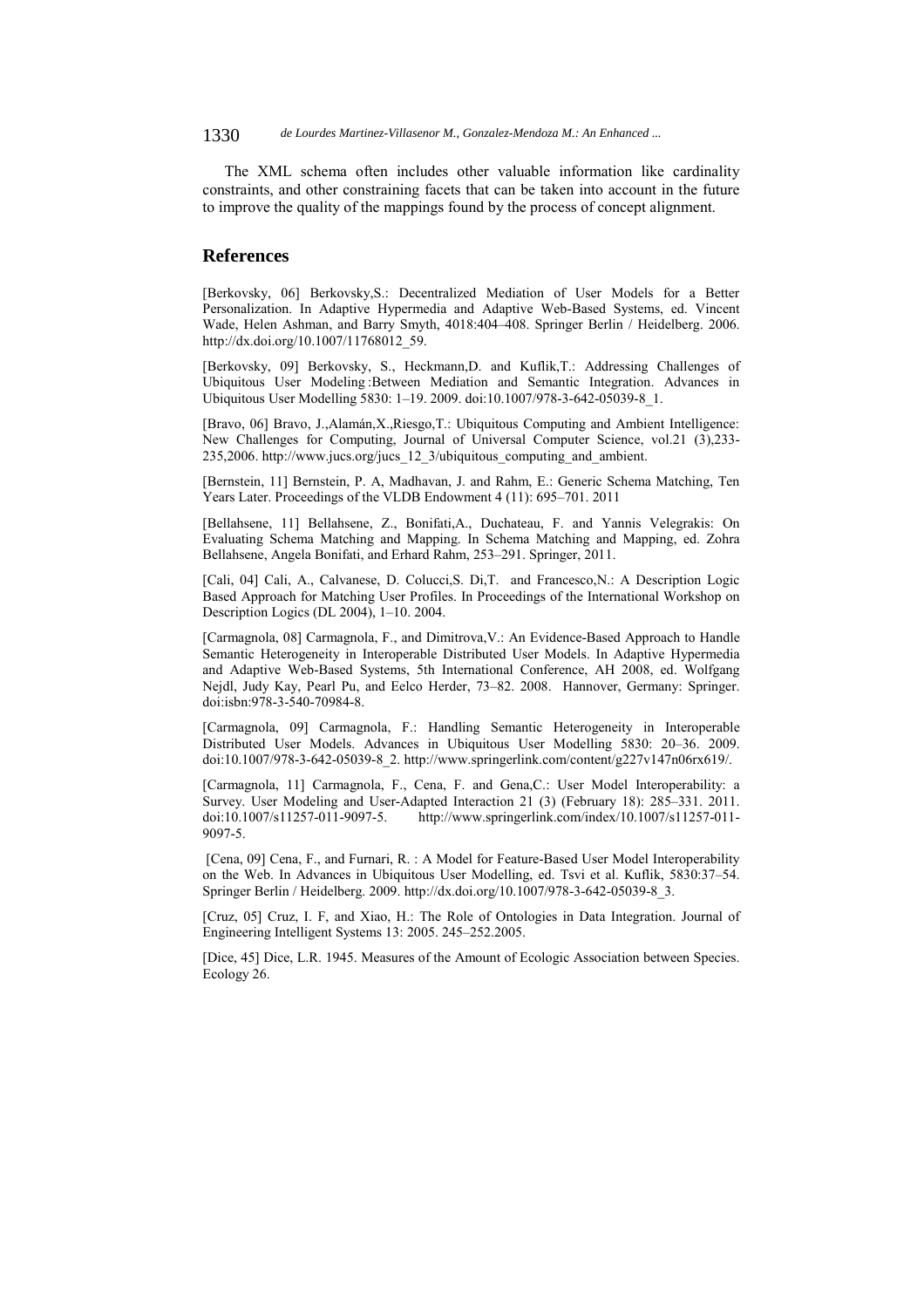The XML schema often includes other valuable information like cardinality constraints, and other constraining facets that can be taken into account in the future to improve the quality of the mappings found by the process of concept alignment.

## References

[Berkovsky, 06] Berkovsky,S.: Decentralized Mediation of User Models for a Better Personalization. In Adaptive Hypermedia and Adaptive Web-Based Systems, ed. Vincent Wade, Helen Ashman, and Barry Smyth, 4018:404–408. Springer Berlin / Heidelberg. 2006. http://dx.doi.org/10.1007/11768012_59.

[Berkovsky, 09] Berkovsky, S., Heckmann,D. and Kuflik,T.: Addressing Challenges of Ubiquitous User Modeling :Between Mediation and Semantic Integration. Advances in Ubiquitous User Modelling 5830: 1–19. 2009. doi:10.1007/978-3-642-05039-8_1.

[Bravo, 06] Bravo, J.,Alamán,X.,Riesgo,T.: Ubiquitous Computing and Ambient Intelligence: New Challenges for Computing, Journal of Universal Computer Science, vol.21 (3),233-235,2006. http://www.jucs.org/jucs_12_3/ubiquitous_computing_and_ambient.

[Bernstein, 11] Bernstein, P. A, Madhavan, J. and Rahm, E.: Generic Schema Matching, Ten Years Later. Proceedings of the VLDB Endowment 4 (11): 695–701. 2011

[Bellahsene, 11] Bellahsene, Z., Bonifati,A., Duchateau, F. and Yannis Velegrakis: On Evaluating Schema Matching and Mapping. In Schema Matching and Mapping, ed. Zohra Bellahsene, Angela Bonifati, and Erhard Rahm, 253–291. Springer, 2011.

[Cali, 04] Cali, A., Calvanese, D. Colucci,S. Di,T. and Francesco,N.: A Description Logic Based Approach for Matching User Profiles. In Proceedings of the International Workshop on Description Logics (DL 2004), 1–10. 2004.

[Carmagnola, 08] Carmagnola, F., and Dimitrova,V.: An Evidence-Based Approach to Handle Semantic Heterogeneity in Interoperable Distributed User Models. In Adaptive Hypermedia and Adaptive Web-Based Systems, 5th International Conference, AH 2008, ed. Wolfgang Nejdl, Judy Kay, Pearl Pu, and Eelco Herder, 73–82. 2008. Hannover, Germany: Springer. doi:isbn:978-3-540-70984-8.

[Carmagnola, 09] Carmagnola, F.: Handling Semantic Heterogeneity in Interoperable Distributed User Models. Advances in Ubiquitous User Modelling 5830: 20–36. 2009. doi:10.1007/978-3-642-05039-8_2. http://www.springerlink.com/content/g227v147n06rx619/.

[Carmagnola, 11] Carmagnola, F., Cena, F. and Gena,C.: User Model Interoperability: a Survey. User Modeling and User-Adapted Interaction 21 (3) (February 18): 285–331. 2011. doi:10.1007/s11257-011-9097-5. http://www.springerlink.com/index/10.1007/s11257-011-9097-5.

[Cena, 09] Cena, F., and Furnari, R. : A Model for Feature-Based User Model Interoperability on the Web. In Advances in Ubiquitous User Modelling, ed. Tsvi et al. Kuflik, 5830:37–54. Springer Berlin / Heidelberg. 2009. http://dx.doi.org/10.1007/978-3-642-05039-8_3.

[Cruz, 05] Cruz, I. F, and Xiao, H.: The Role of Ontologies in Data Integration. Journal of Engineering Intelligent Systems 13: 2005. 245–252.2005.

[Dice, 45] Dice, L.R. 1945. Measures of the Amount of Ecologic Association between Species. Ecology 26.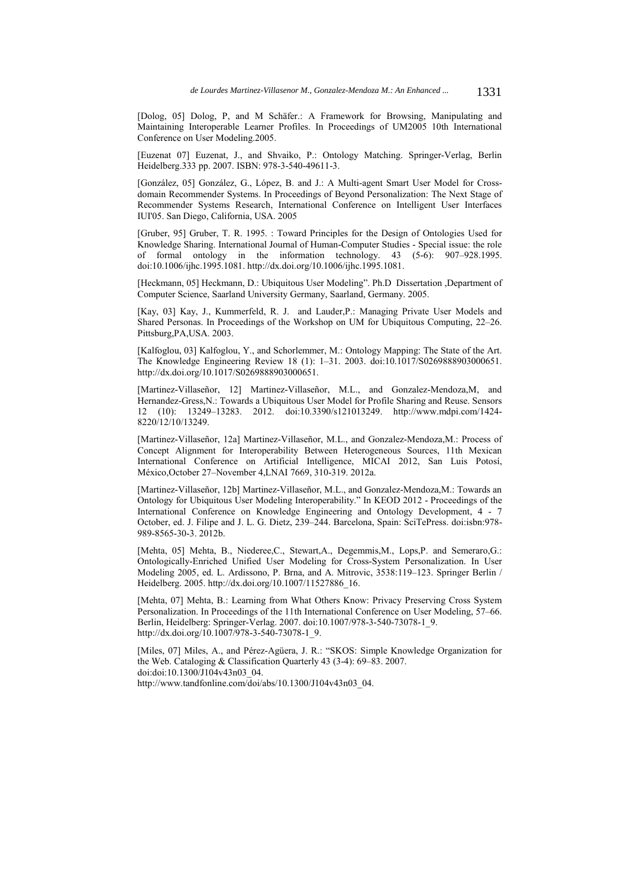[Dolog, 05] Dolog, P, and M Schäfer.: A Framework for Browsing, Manipulating and Maintaining Interoperable Learner Profiles. In Proceedings of UM2005 10th International Conference on User Modeling.2005.

[Euzenat 07] Euzenat, J., and Shvaiko, P.: Ontology Matching. Springer-Verlag, Berlin Heidelberg.333 pp. 2007. ISBN: 978-3-540-49611-3.

[González, 05] González, G., López, B. and J.: A Multi-agent Smart User Model for Cross-domain Recommender Systems. In Proceedings of Beyond Personalization: The Next Stage of Recommender Systems Research, International Conference on Intelligent User Interfaces IUI'05. San Diego, California, USA. 2005

[Gruber, 95] Gruber, T. R. 1995. : Toward Principles for the Design of Ontologies Used for Knowledge Sharing. International Journal of Human-Computer Studies - Special issue: the role of formal ontology in the information technology. 43 (5-6): 907–928.1995. doi:10.1006/ijhc.1995.1081. http://dx.doi.org/10.1006/ijhc.1995.1081.

[Heckmann, 05] Heckmann, D.: Ubiquitous User Modeling". Ph.D Dissertation ,Department of Computer Science, Saarland University Germany, Saarland, Germany. 2005.

[Kay, 03] Kay, J., Kummerfeld, R. J. and Lauder,P.: Managing Private User Models and Shared Personas. In Proceedings of the Workshop on UM for Ubiquitous Computing, 22–26. Pittsburg,PA,USA. 2003.

[Kalfoglou, 03] Kalfoglou, Y., and Schorlemmer, M.: Ontology Mapping: The State of the Art. The Knowledge Engineering Review 18 (1): 1–31. 2003. doi:10.1017/S0269888903000651. http://dx.doi.org/10.1017/S0269888903000651.

[Martinez-Villaseñor, 12] Martinez-Villaseñor, M.L., and Gonzalez-Mendoza,M, and Hernandez-Gress,N.: Towards a Ubiquitous User Model for Profile Sharing and Reuse. Sensors 12 (10): 13249–13283. 2012. doi:10.3390/s121013249. http://www.mdpi.com/1424-8220/12/10/13249.

[Martinez-Villaseñor, 12a] Martinez-Villaseñor, M.L., and Gonzalez-Mendoza,M.: Process of Concept Alignment for Interoperability Between Heterogeneous Sources, 11th Mexican International Conference on Artificial Intelligence, MICAI 2012, San Luis Potosí, México,October 27–November 4,LNAI 7669, 310-319. 2012a.

[Martinez-Villaseñor, 12b] Martinez-Villaseñor, M.L., and Gonzalez-Mendoza,M.: Towards an Ontology for Ubiquitous User Modeling Interoperability." In KEOD 2012 - Proceedings of the International Conference on Knowledge Engineering and Ontology Development, 4 - 7 October, ed. J. Filipe and J. L. G. Dietz, 239–244. Barcelona, Spain: SciTePress. doi:isbn:978-989-8565-30-3. 2012b.

[Mehta, 05] Mehta, B., Niederee,C., Stewart,A., Degemmis,M., Lops,P. and Semeraro,G.: Ontologically-Enriched Unified User Modeling for Cross-System Personalization. In User Modeling 2005, ed. L. Ardissono, P. Brna, and A. Mitrovic, 3538:119–123. Springer Berlin / Heidelberg. 2005. http://dx.doi.org/10.1007/11527886_16.

[Mehta, 07] Mehta, B.: Learning from What Others Know: Privacy Preserving Cross System Personalization. In Proceedings of the 11th International Conference on User Modeling, 57–66. Berlin, Heidelberg: Springer-Verlag. 2007. doi:10.1007/978-3-540-73078-1_9. http://dx.doi.org/10.1007/978-3-540-73078-1_9.

[Miles, 07] Miles, A., and Pérez-Agüera, J. R.: "SKOS: Simple Knowledge Organization for the Web. Cataloging & Classification Quarterly 43 (3-4): 69–83. 2007. doi:doi:10.1300/J104v43n03_04. http://www.tandfonline.com/doi/abs/10.1300/J104v43n03_04.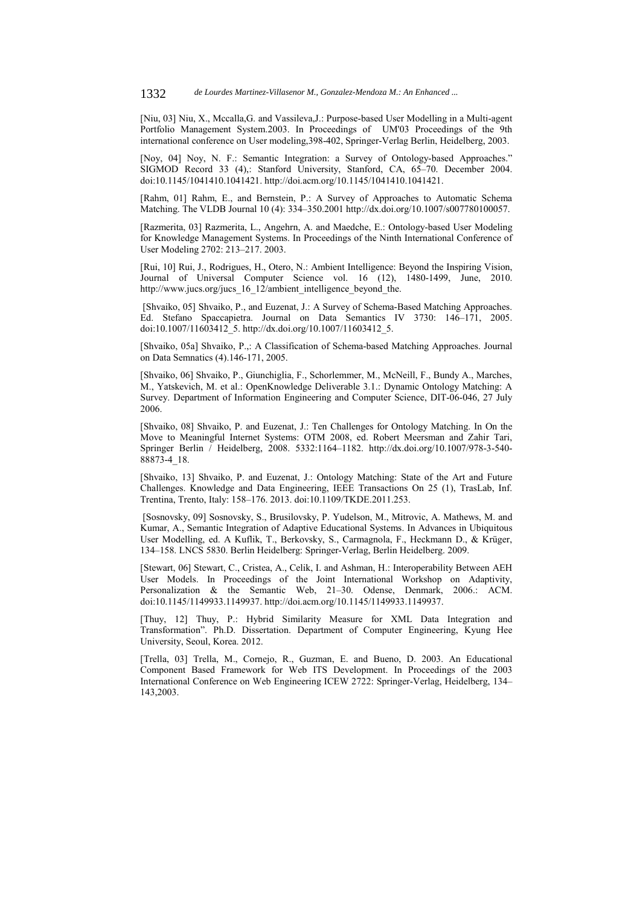[Niu, 03] Niu, X., Mccalla,G. and Vassileva,J.: Purpose-based User Modelling in a Multi-agent Portfolio Management System.2003. In Proceedings of UM'03 Proceedings of the 9th international conference on User modeling,398-402, Springer-Verlag Berlin, Heidelberg, 2003.

[Noy, 04] Noy, N. F.: Semantic Integration: a Survey of Ontology-based Approaches." SIGMOD Record 33 (4),: Stanford University, Stanford, CA, 65–70. December 2004. doi:10.1145/1041410.1041421. http://doi.acm.org/10.1145/1041410.1041421.

[Rahm, 01] Rahm, E., and Bernstein, P.: A Survey of Approaches to Automatic Schema Matching. The VLDB Journal 10 (4): 334–350.2001 http://dx.doi.org/10.1007/s007780100057.

[Razmerita, 03] Razmerita, L., Angehrn, A. and Maedche, E.: Ontology-based User Modeling for Knowledge Management Systems. In Proceedings of the Ninth International Conference of User Modeling 2702: 213–217. 2003.

[Rui, 10] Rui, J., Rodrigues, H., Otero, N.: Ambient Intelligence: Beyond the Inspiring Vision, Journal of Universal Computer Science vol. 16 (12), 1480-1499, June, 2010. http://www.jucs.org/jucs_16_12/ambient_intelligence_beyond_the.

[Shvaiko, 05] Shvaiko, P., and Euzenat, J.: A Survey of Schema-Based Matching Approaches. Ed. Stefano Spaccapietra. Journal on Data Semantics IV 3730: 146–171, 2005. doi:10.1007/11603412_5. http://dx.doi.org/10.1007/11603412_5.

[Shvaiko, 05a] Shvaiko, P.,: A Classification of Schema-based Matching Approaches. Journal on Data Semnatics (4).146-171, 2005.

[Shvaiko, 06] Shvaiko, P., Giunchiglia, F., Schorlemmer, M., McNeill, F., Bundy A., Marches, M., Yatskevich, M. et al.: OpenKnowledge Deliverable 3.1.: Dynamic Ontology Matching: A Survey. Department of Information Engineering and Computer Science, DIT-06-046, 27 July 2006.

[Shvaiko, 08] Shvaiko, P. and Euzenat, J.: Ten Challenges for Ontology Matching. In On the Move to Meaningful Internet Systems: OTM 2008, ed. Robert Meersman and Zahir Tari, Springer Berlin / Heidelberg, 2008. 5332:1164–1182. http://dx.doi.org/10.1007/978-3-540-88873-4_18.

[Shvaiko, 13] Shvaiko, P. and Euzenat, J.: Ontology Matching: State of the Art and Future Challenges. Knowledge and Data Engineering, IEEE Transactions On 25 (1), TrasLab, Inf. Trentina, Trento, Italy: 158–176. 2013. doi:10.1109/TKDE.2011.253.

[Sosnovsky, 09] Sosnovsky, S., Brusilovsky, P. Yudelson, M., Mitrovic, A. Mathews, M. and Kumar, A., Semantic Integration of Adaptive Educational Systems. In Advances in Ubiquitous User Modelling, ed. A Kuflik, T., Berkovsky, S., Carmagnola, F., Heckmann D., & Krüger, 134–158. LNCS 5830. Berlin Heidelberg: Springer-Verlag, Berlin Heidelberg. 2009.

[Stewart, 06] Stewart, C., Cristea, A., Celik, I. and Ashman, H.: Interoperability Between AEH User Models. In Proceedings of the Joint International Workshop on Adaptivity, Personalization & the Semantic Web, 21–30. Odense, Denmark, 2006.: ACM. doi:10.1145/1149933.1149937. http://doi.acm.org/10.1145/1149933.1149937.

[Thuy, 12] Thuy, P.: Hybrid Similarity Measure for XML Data Integration and Transformation". Ph.D. Dissertation. Department of Computer Engineering, Kyung Hee University, Seoul, Korea. 2012.

[Trella, 03] Trella, M., Cornejo, R., Guzman, E. and Bueno, D. 2003. An Educational Component Based Framework for Web ITS Development. In Proceedings of the 2003 International Conference on Web Engineering ICEW 2722: Springer-Verlag, Heidelberg, 134–143,2003.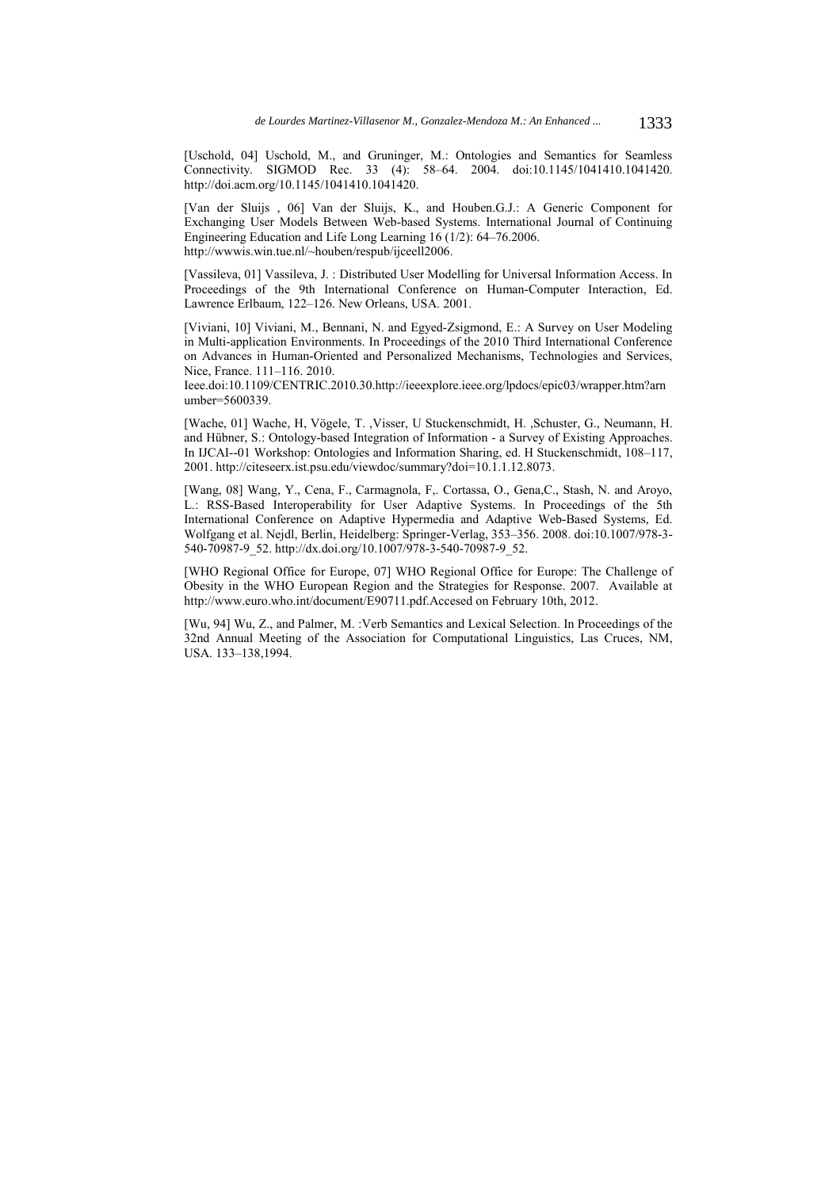[Uschold, 04] Uschold, M., and Gruninger, M.: Ontologies and Semantics for Seamless Connectivity. SIGMOD Rec. 33 (4): 58–64. 2004. doi:10.1145/1041410.1041420. http://doi.acm.org/10.1145/1041410.1041420.

[Van der Sluijs , 06] Van der Sluijs, K., and Houben.G.J.: A Generic Component for Exchanging User Models Between Web-based Systems. International Journal of Continuing Engineering Education and Life Long Learning 16 (1/2): 64–76.2006. http://wwwis.win.tue.nl/~houben/respub/ijceell2006.

[Vassileva, 01] Vassileva, J. : Distributed User Modelling for Universal Information Access. In Proceedings of the 9th International Conference on Human-Computer Interaction, Ed. Lawrence Erlbaum, 122–126. New Orleans, USA. 2001.

[Viviani, 10] Viviani, M., Bennani, N. and Egyed-Zsigmond, E.: A Survey on User Modeling in Multi-application Environments. In Proceedings of the 2010 Third International Conference on Advances in Human-Oriented and Personalized Mechanisms, Technologies and Services, Nice, France. 111–116. 2010. Ieee.doi:10.1109/CENTRIC.2010.30.http://ieeexplore.ieee.org/lpdocs/epic03/wrapper.htm?arnumber=5600339.

[Wache, 01] Wache, H, Vögele, T. ,Visser, U Stuckenschmidt, H. ,Schuster, G., Neumann, H. and Hübner, S.: Ontology-based Integration of Information - a Survey of Existing Approaches. In IJCAI--01 Workshop: Ontologies and Information Sharing, ed. H Stuckenschmidt, 108–117, 2001. http://citeseerx.ist.psu.edu/viewdoc/summary?doi=10.1.1.12.8073.

[Wang, 08] Wang, Y., Cena, F., Carmagnola, F,. Cortassa, O., Gena,C., Stash, N. and Aroyo, L.: RSS-Based Interoperability for User Adaptive Systems. In Proceedings of the 5th International Conference on Adaptive Hypermedia and Adaptive Web-Based Systems, Ed. Wolfgang et al. Nejdl, Berlin, Heidelberg: Springer-Verlag, 353–356. 2008. doi:10.1007/978-3-540-70987-9_52. http://dx.doi.org/10.1007/978-3-540-70987-9_52.

[WHO Regional Office for Europe, 07] WHO Regional Office for Europe: The Challenge of Obesity in the WHO European Region and the Strategies for Response. 2007. Available at http://www.euro.who.int/document/E90711.pdf.Accesed on February 10th, 2012.

[Wu, 94] Wu, Z., and Palmer, M. :Verb Semantics and Lexical Selection. In Proceedings of the 32nd Annual Meeting of the Association for Computational Linguistics, Las Cruces, NM, USA. 133–138,1994.